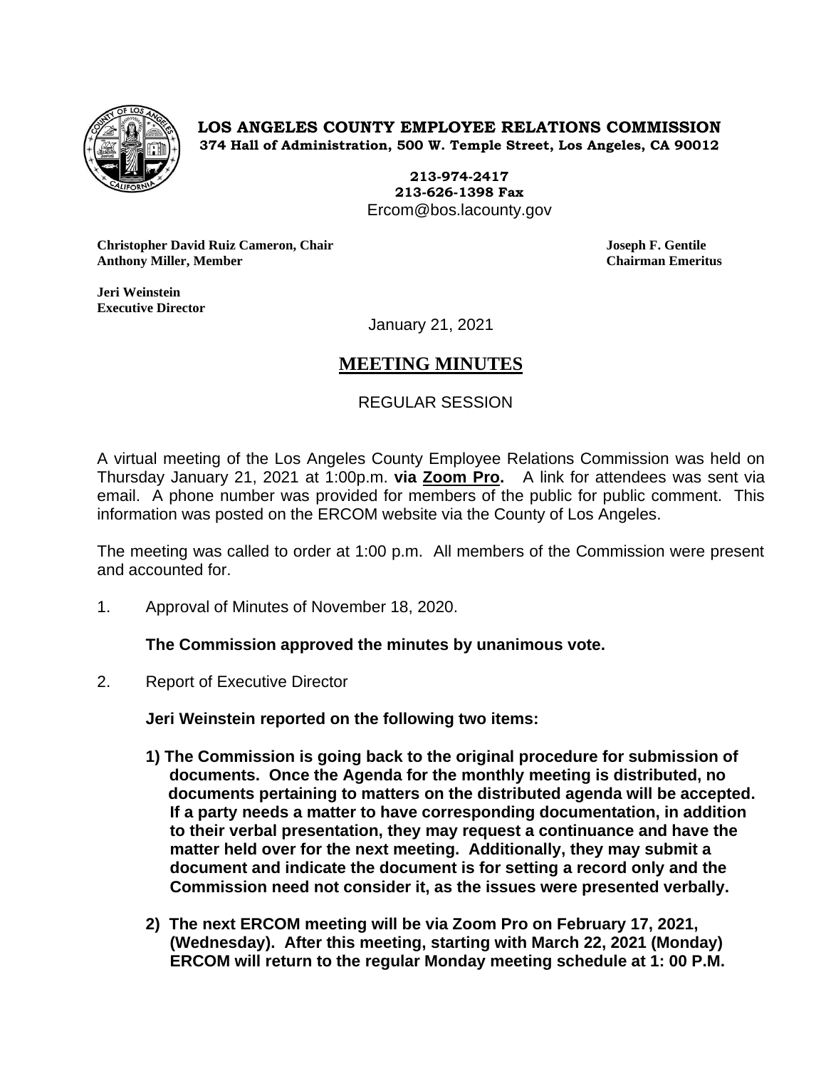**LOS ANGELES COUNTY EMPLOYEE RELATIONS COMMISSION**
**374 Hall of Administration, 500 W. Temple Street, Los Angeles, CA 90012**

**213-974-2417**
**213-626-1398 Fax**
Ercom@bos.lacounty.gov

**Christopher David Ruiz Cameron, Chair**
**Anthony Miller, Member**

**Joseph F. Gentile**
**Chairman Emeritus**

**Jeri Weinstein**
**Executive Director**

January 21, 2021

# MEETING MINUTES

REGULAR SESSION

A virtual meeting of the Los Angeles County Employee Relations Commission was held on Thursday January 21, 2021 at 1:00p.m. **via Zoom Pro.** A link for attendees was sent via email. A phone number was provided for members of the public for public comment. This information was posted on the ERCOM website via the County of Los Angeles.

The meeting was called to order at 1:00 p.m. All members of the Commission were present and accounted for.

1. Approval of Minutes of November 18, 2020.

   **The Commission approved the minutes by unanimous vote.**

2. Report of Executive Director

   **Jeri Weinstein reported on the following two items:**

   **1) The Commission is going back to the original procedure for submission of documents. Once the Agenda for the monthly meeting is distributed, no documents pertaining to matters on the distributed agenda will be accepted. If a party needs a matter to have corresponding documentation, in addition to their verbal presentation, they may request a continuance and have the matter held over for the next meeting. Additionally, they may submit a document and indicate the document is for setting a record only and the Commission need not consider it, as the issues were presented verbally.**

   **2) The next ERCOM meeting will be via Zoom Pro on February 17, 2021, (Wednesday). After this meeting, starting with March 22, 2021 (Monday) ERCOM will return to the regular Monday meeting schedule at 1: 00 P.M.**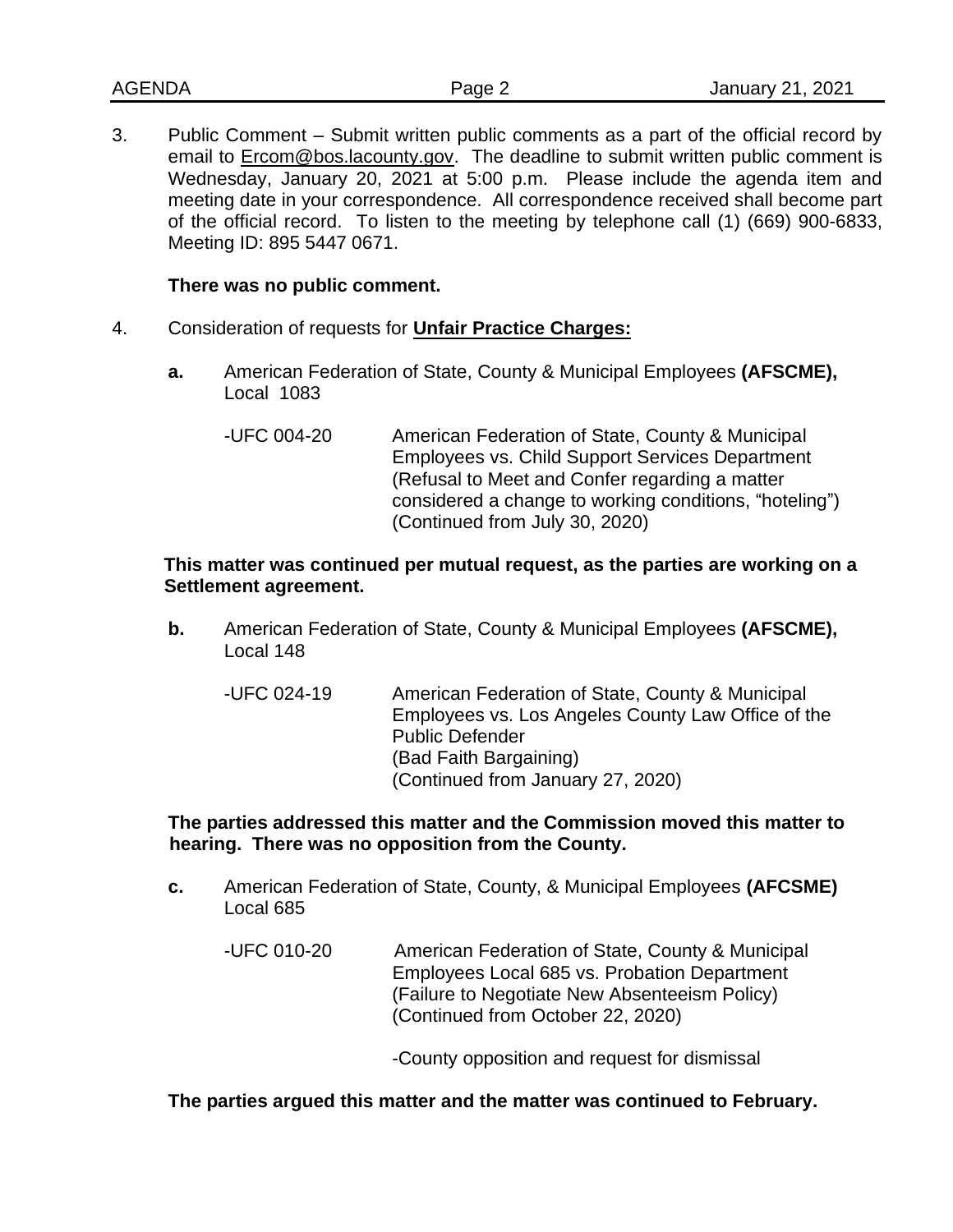3. Public Comment – Submit written public comments as a part of the official record by email to Ercom@bos.lacounty.gov. The deadline to submit written public comment is Wednesday, January 20, 2021 at 5:00 p.m. Please include the agenda item and meeting date in your correspondence. All correspondence received shall become part of the official record. To listen to the meeting by telephone call (1) (669) 900-6833, Meeting ID: 895 5447 0671.

   **There was no public comment.**

4. Consideration of requests for **Unfair Practice Charges:**

   **a.** American Federation of State, County & Municipal Employees **(AFSCME),** Local 1083

   -UFC 004-20 American Federation of State, County & Municipal Employees vs. Child Support Services Department (Refusal to Meet and Confer regarding a matter considered a change to working conditions, "hoteling") (Continued from July 30, 2020)

   **This matter was continued per mutual request, as the parties are working on a Settlement agreement.**

   **b.** American Federation of State, County & Municipal Employees **(AFSCME),** Local 148

   -UFC 024-19 American Federation of State, County & Municipal Employees vs. Los Angeles County Law Office of the Public Defender (Bad Faith Bargaining) (Continued from January 27, 2020)

   **The parties addressed this matter and the Commission moved this matter to hearing. There was no opposition from the County.**

   **c.** American Federation of State, County, & Municipal Employees **(AFCSME)** Local 685

   -UFC 010-20 American Federation of State, County & Municipal Employees Local 685 vs. Probation Department (Failure to Negotiate New Absenteeism Policy) (Continued from October 22, 2020)

   -County opposition and request for dismissal

   **The parties argued this matter and the matter was continued to February.**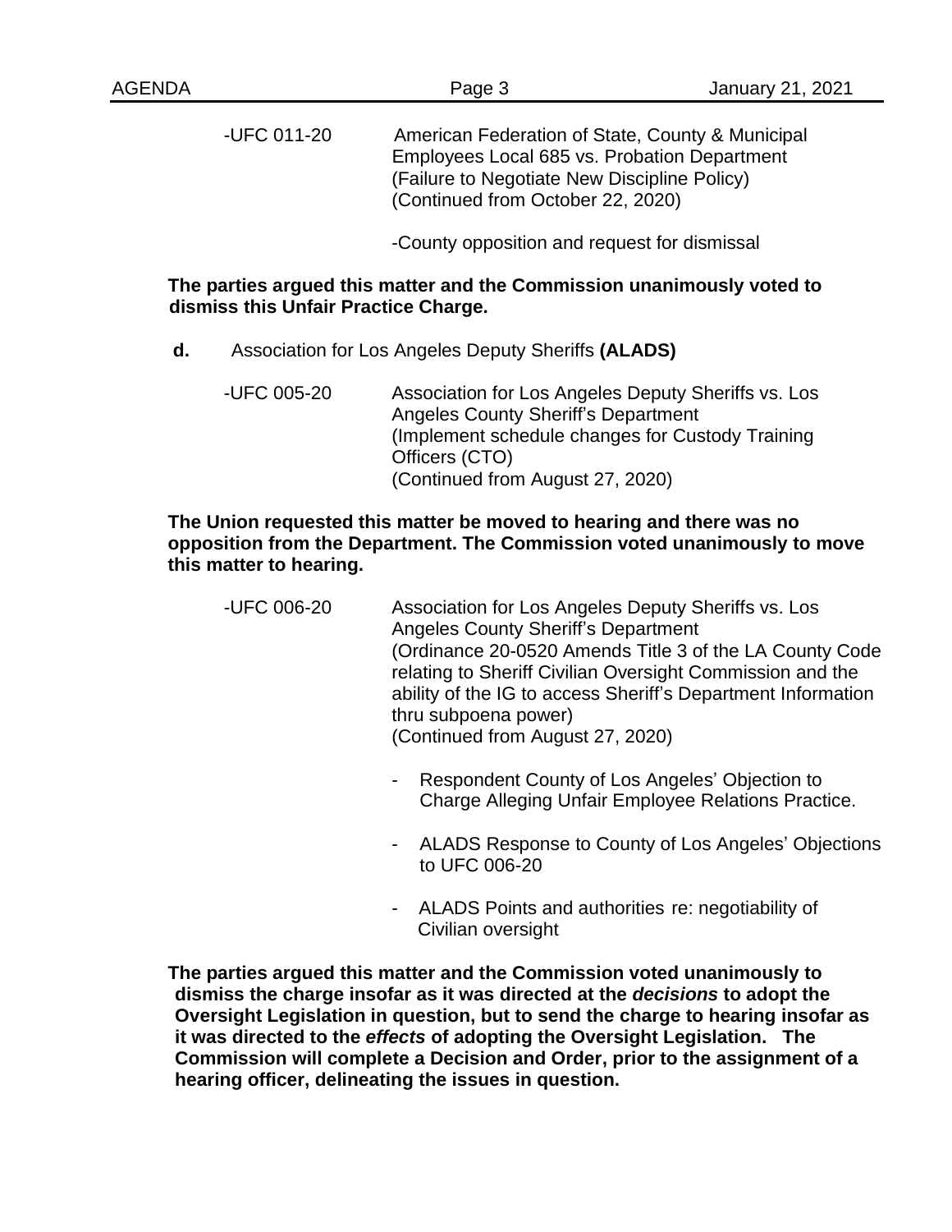-UFC 011-20 American Federation of State, County & Municipal Employees Local 685 vs. Probation Department (Failure to Negotiate New Discipline Policy) (Continued from October 22, 2020)

-County opposition and request for dismissal

**The parties argued this matter and the Commission unanimously voted to dismiss this Unfair Practice Charge.**

**d.** Association for Los Angeles Deputy Sheriffs **(ALADS)**

-UFC 005-20 Association for Los Angeles Deputy Sheriffs vs. Los Angeles County Sheriff's Department (Implement schedule changes for Custody Training Officers (CTO) (Continued from August 27, 2020)

**The Union requested this matter be moved to hearing and there was no opposition from the Department. The Commission voted unanimously to move this matter to hearing.**

-UFC 006-20 Association for Los Angeles Deputy Sheriffs vs. Los Angeles County Sheriff's Department (Ordinance 20-0520 Amends Title 3 of the LA County Code relating to Sheriff Civilian Oversight Commission and the ability of the IG to access Sheriff's Department Information thru subpoena power) (Continued from August 27, 2020)

- Respondent County of Los Angeles' Objection to Charge Alleging Unfair Employee Relations Practice.
- ALADS Response to County of Los Angeles' Objections to UFC 006-20
- ALADS Points and authorities re: negotiability of Civilian oversight

**The parties argued this matter and the Commission voted unanimously to dismiss the charge insofar as it was directed at the *decisions* to adopt the Oversight Legislation in question, but to send the charge to hearing insofar as it was directed to the *effects* of adopting the Oversight Legislation. The Commission will complete a Decision and Order, prior to the assignment of a hearing officer, delineating the issues in question.**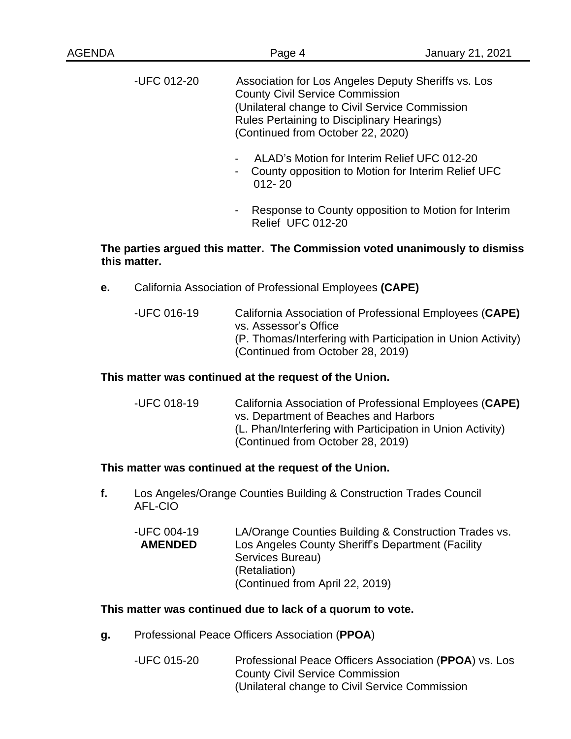-UFC 012-20 Association for Los Angeles Deputy Sheriffs vs. Los County Civil Service Commission
(Unilateral change to Civil Service Commission Rules Pertaining to Disciplinary Hearings)
(Continued from October 22, 2020)

- ALAD's Motion for Interim Relief UFC 012-20
- County opposition to Motion for Interim Relief UFC 012- 20
- Response to County opposition to Motion for Interim Relief UFC 012-20

**The parties argued this matter. The Commission voted unanimously to dismiss this matter.**

**e.** California Association of Professional Employees **(CAPE)**

-UFC 016-19 California Association of Professional Employees (**CAPE)** vs. Assessor's Office
(P. Thomas/Interfering with Participation in Union Activity)
(Continued from October 28, 2019)

**This matter was continued at the request of the Union.**

-UFC 018-19 California Association of Professional Employees (**CAPE)** vs. Department of Beaches and Harbors
(L. Phan/Interfering with Participation in Union Activity)
(Continued from October 28, 2019)

**This matter was continued at the request of the Union.**

**f.** Los Angeles/Orange Counties Building & Construction Trades Council AFL-CIO

-UFC 004-19 **AMENDED** LA/Orange Counties Building & Construction Trades vs. Los Angeles County Sheriff's Department (Facility Services Bureau)
(Retaliation)
(Continued from April 22, 2019)

**This matter was continued due to lack of a quorum to vote.**

**g.** Professional Peace Officers Association (**PPOA**)

-UFC 015-20 Professional Peace Officers Association (**PPOA**) vs. Los County Civil Service Commission
(Unilateral change to Civil Service Commission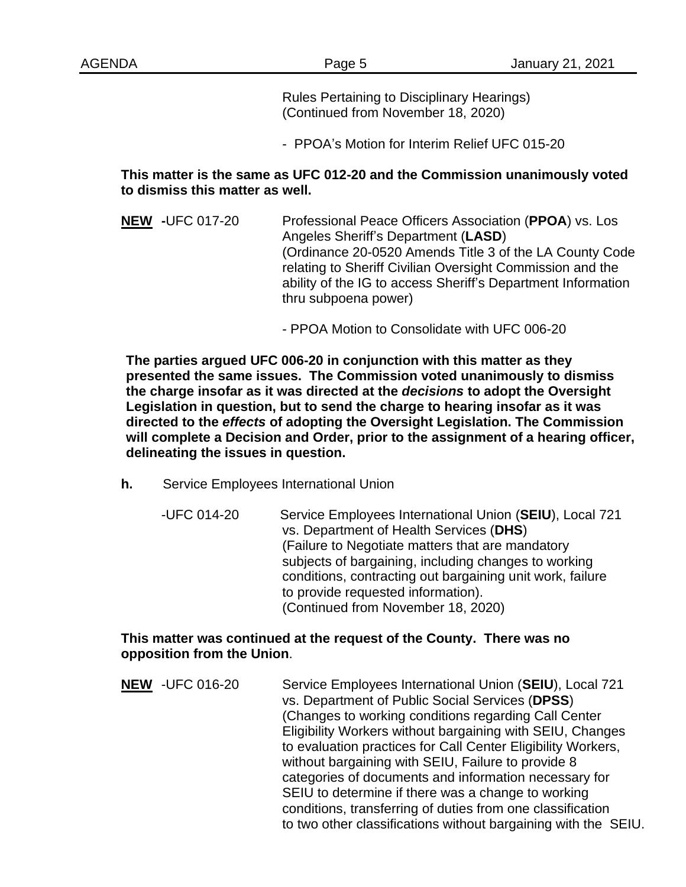Rules Pertaining to Disciplinary Hearings)
(Continued from November 18, 2020)

- PPOA's Motion for Interim Relief UFC 015-20

**This matter is the same as UFC 012-20 and the Commission unanimously voted to dismiss this matter as well.**

**NEW -**UFC 017-20 Professional Peace Officers Association (**PPOA**) vs. Los Angeles Sheriff's Department (**LASD**)
(Ordinance 20-0520 Amends Title 3 of the LA County Code relating to Sheriff Civilian Oversight Commission and the ability of the IG to access Sheriff's Department Information thru subpoena power)

- PPOA Motion to Consolidate with UFC 006-20

**The parties argued UFC 006-20 in conjunction with this matter as they presented the same issues. The Commission voted unanimously to dismiss the charge insofar as it was directed at the *decisions* to adopt the Oversight Legislation in question, but to send the charge to hearing insofar as it was directed to the *effects* of adopting the Oversight Legislation. The Commission will complete a Decision and Order, prior to the assignment of a hearing officer, delineating the issues in question.**

**h.** Service Employees International Union

-UFC 014-20 Service Employees International Union (**SEIU**), Local 721 vs. Department of Health Services (**DHS**)
(Failure to Negotiate matters that are mandatory subjects of bargaining, including changes to working conditions, contracting out bargaining unit work, failure to provide requested information).
(Continued from November 18, 2020)

**This matter was continued at the request of the County. There was no opposition from the Union**.

**NEW** -UFC 016-20 Service Employees International Union (**SEIU**), Local 721 vs. Department of Public Social Services (**DPSS**)
(Changes to working conditions regarding Call Center Eligibility Workers without bargaining with SEIU, Changes to evaluation practices for Call Center Eligibility Workers, without bargaining with SEIU, Failure to provide 8 categories of documents and information necessary for SEIU to determine if there was a change to working conditions, transferring of duties from one classification to two other classifications without bargaining with the SEIU.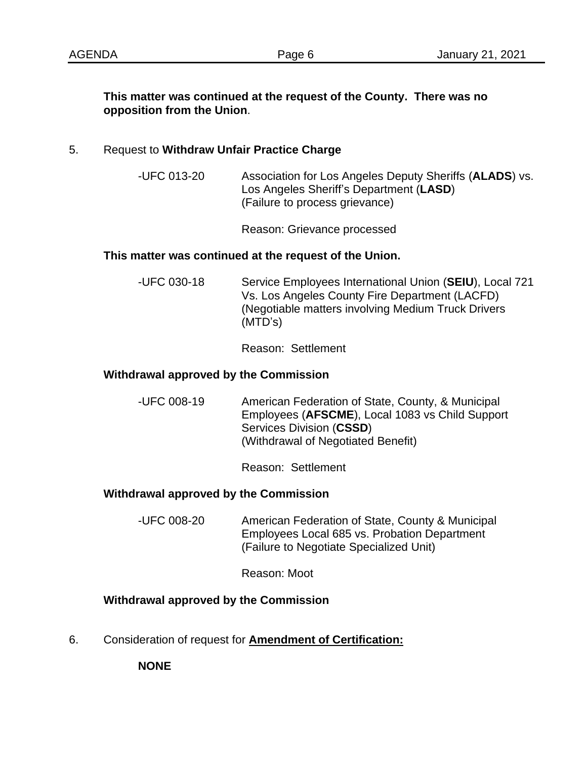**This matter was continued at the request of the County. There was no opposition from the Union**.

5. Request to **Withdraw Unfair Practice Charge**

    -UFC 013-20 Association for Los Angeles Deputy Sheriffs (**ALADS**) vs. Los Angeles Sheriff's Department (**LASD**) (Failure to process grievance)

    Reason: Grievance processed

    **This matter was continued at the request of the Union.**

    -UFC 030-18 Service Employees International Union (**SEIU**), Local 721 Vs. Los Angeles County Fire Department (LACFD) (Negotiable matters involving Medium Truck Drivers (MTD's)

    Reason: Settlement

    **Withdrawal approved by the Commission**

    -UFC 008-19 American Federation of State, County, & Municipal Employees (**AFSCME**), Local 1083 vs Child Support Services Division (**CSSD**) (Withdrawal of Negotiated Benefit)

    Reason: Settlement

    **Withdrawal approved by the Commission**

    -UFC 008-20 American Federation of State, County & Municipal Employees Local 685 vs. Probation Department (Failure to Negotiate Specialized Unit)

    Reason: Moot

    **Withdrawal approved by the Commission**

6. Consideration of request for **Amendment of Certification:**

    **NONE**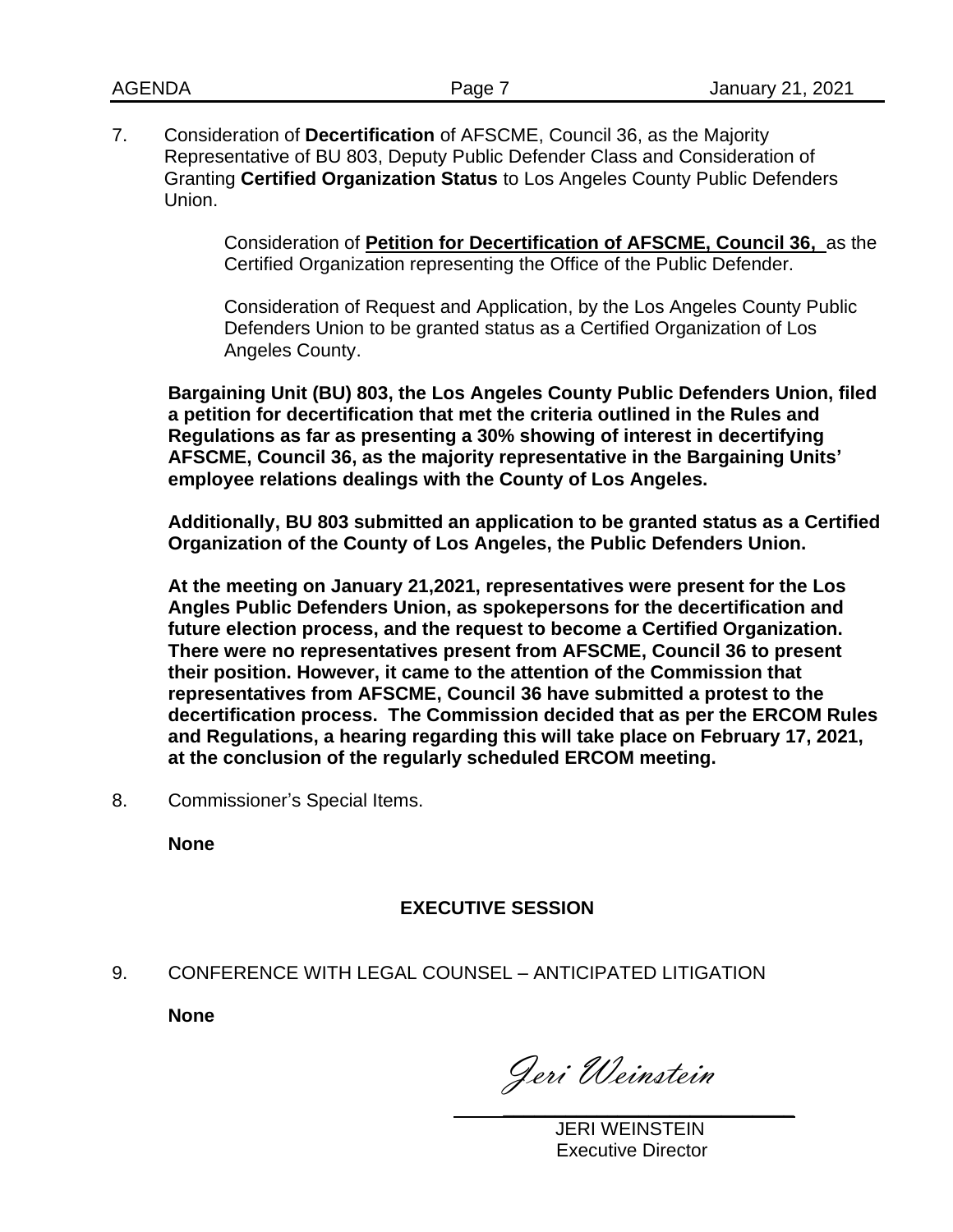7. Consideration of **Decertification** of AFSCME, Council 36, as the Majority Representative of BU 803, Deputy Public Defender Class and Consideration of Granting **Certified Organization Status** to Los Angeles County Public Defenders Union.

   Consideration of **Petition for Decertification of AFSCME, Council 36,** as the Certified Organization representing the Office of the Public Defender.

   Consideration of Request and Application, by the Los Angeles County Public Defenders Union to be granted status as a Certified Organization of Los Angeles County.

   **Bargaining Unit (BU) 803, the Los Angeles County Public Defenders Union, filed a petition for decertification that met the criteria outlined in the Rules and Regulations as far as presenting a 30% showing of interest in decertifying AFSCME, Council 36, as the majority representative in the Bargaining Units' employee relations dealings with the County of Los Angeles.**

   **Additionally, BU 803 submitted an application to be granted status as a Certified Organization of the County of Los Angeles, the Public Defenders Union.**

   **At the meeting on January 21,2021, representatives were present for the Los Angles Public Defenders Union, as spokepersons for the decertification and future election process, and the request to become a Certified Organization. There were no representatives present from AFSCME, Council 36 to present their position. However, it came to the attention of the Commission that representatives from AFSCME, Council 36 have submitted a protest to the decertification process. The Commission decided that as per the ERCOM Rules and Regulations, a hearing regarding this will take place on February 17, 2021, at the conclusion of the regularly scheduled ERCOM meeting.**

8. Commissioner's Special Items.

   **None**

## EXECUTIVE SESSION

9. CONFERENCE WITH LEGAL COUNSEL – ANTICIPATED LITIGATION

   **None**

*Jeri Weinstein*

JERI WEINSTEIN
Executive Director